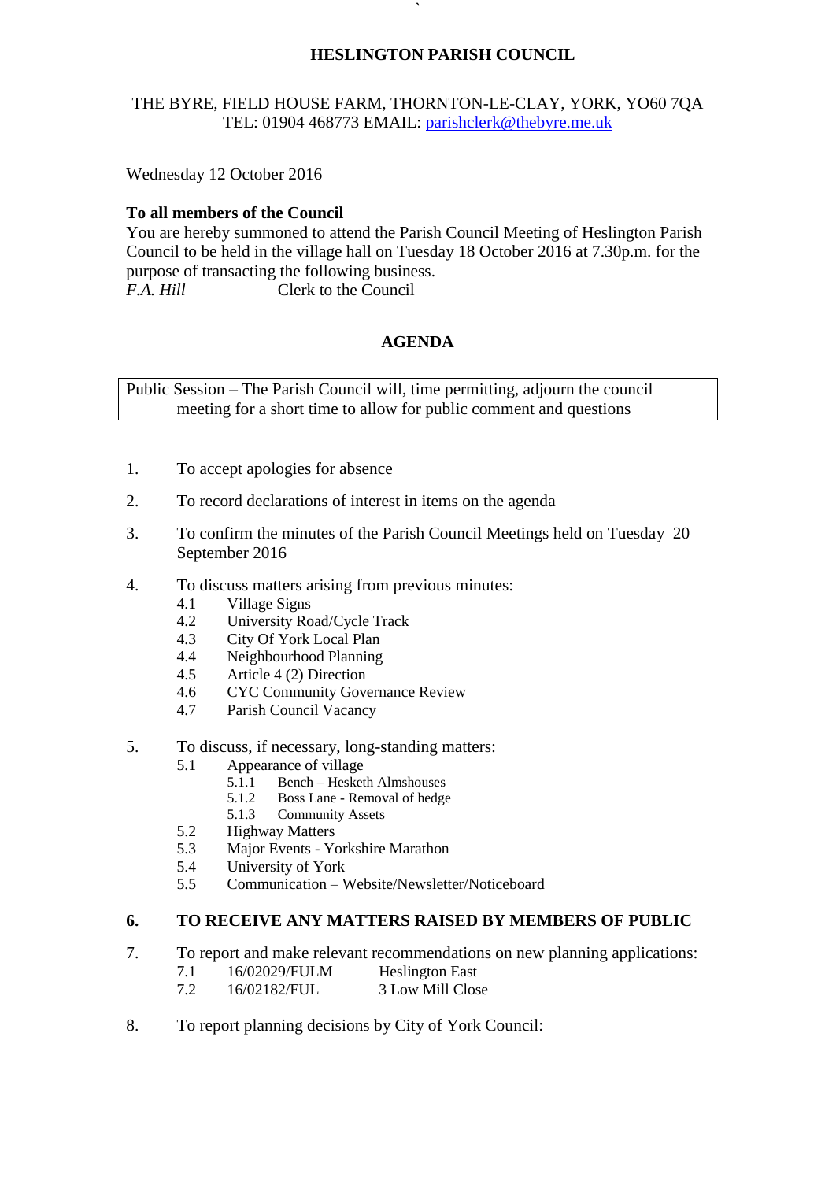**HESLINGTON PARISH COUNCIL**

THE BYRE, FIELD HOUSE FARM, THORNTON-LE-CLAY, YORK, YO60 7QA
TEL: 01904 468773 EMAIL: parishclerk@thebyre.me.uk

Wednesday 12 October 2016

**To all members of the Council**
You are hereby summoned to attend the Parish Council Meeting of Heslington Parish Council to be held in the village hall on Tuesday 18 October 2016 at 7.30p.m. for the purpose of transacting the following business.
*F.A. Hill* Clerk to the Council

## AGENDA

Public Session – The Parish Council will, time permitting, adjourn the council meeting for a short time to allow for public comment and questions

1. To accept apologies for absence

2. To record declarations of interest in items on the agenda

3. To confirm the minutes of the Parish Council Meetings held on Tuesday 20 September 2016

4. To discuss matters arising from previous minutes:
   - 4.1 Village Signs
   - 4.2 University Road/Cycle Track
   - 4.3 City Of York Local Plan
   - 4.4 Neighbourhood Planning
   - 4.5 Article 4 (2) Direction
   - 4.6 CYC Community Governance Review
   - 4.7 Parish Council Vacancy

5. To discuss, if necessary, long-standing matters:
   - 5.1 Appearance of village
     - 5.1.1 Bench – Hesketh Almshouses
     - 5.1.2 Boss Lane - Removal of hedge
     - 5.1.3 Community Assets
   - 5.2 Highway Matters
   - 5.3 Major Events - Yorkshire Marathon
   - 5.4 University of York
   - 5.5 Communication – Website/Newsletter/Noticeboard

6. **TO RECEIVE ANY MATTERS RAISED BY MEMBERS OF PUBLIC**

7. To report and make relevant recommendations on new planning applications:
   - 7.1 16/02029/FULM Heslington East
   - 7.2 16/02182/FUL 3 Low Mill Close

8. To report planning decisions by City of York Council: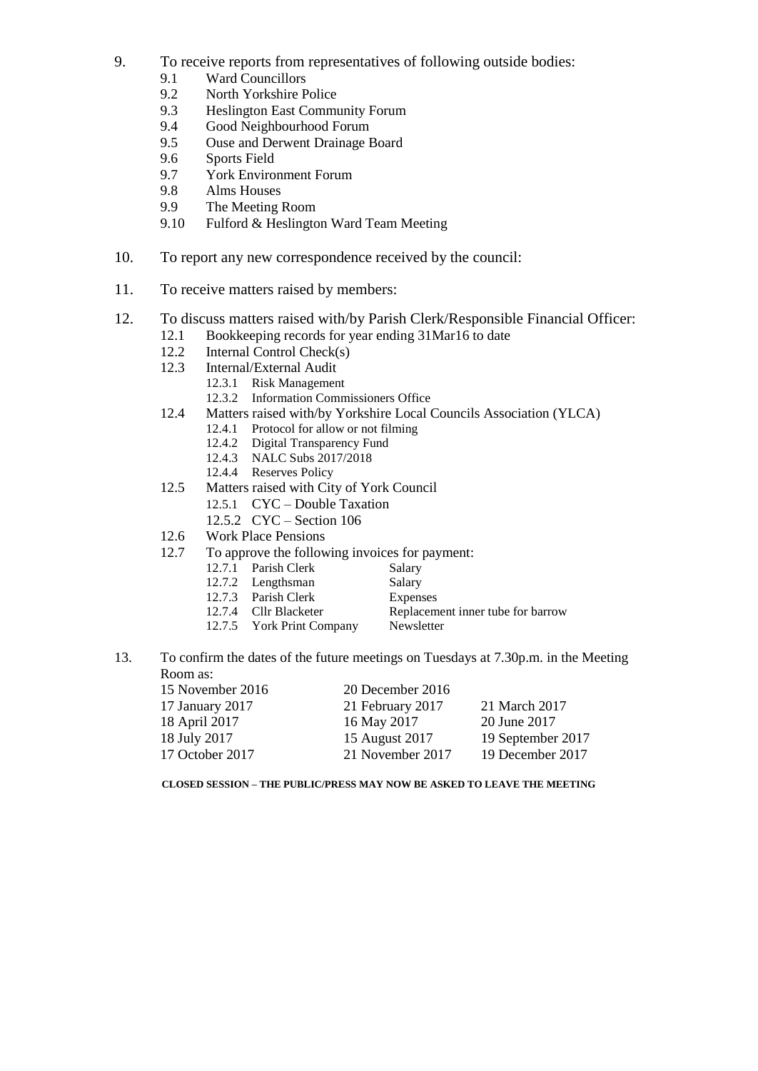9. To receive reports from representatives of following outside bodies:
   - 9.1 Ward Councillors
   - 9.2 North Yorkshire Police
   - 9.3 Heslington East Community Forum
   - 9.4 Good Neighbourhood Forum
   - 9.5 Ouse and Derwent Drainage Board
   - 9.6 Sports Field
   - 9.7 York Environment Forum
   - 9.8 Alms Houses
   - 9.9 The Meeting Room
   - 9.10 Fulford & Heslington Ward Team Meeting

10. To report any new correspondence received by the council:

11. To receive matters raised by members:

12. To discuss matters raised with/by Parish Clerk/Responsible Financial Officer:
    - 12.1 Bookkeeping records for year ending 31Mar16 to date
    - 12.2 Internal Control Check(s)
    - 12.3 Internal/External Audit
      - 12.3.1 Risk Management
      - 12.3.2 Information Commissioners Office
    - 12.4 Matters raised with/by Yorkshire Local Councils Association (YLCA)
      - 12.4.1 Protocol for allow or not filming
      - 12.4.2 Digital Transparency Fund
      - 12.4.3 NALC Subs 2017/2018
      - 12.4.4 Reserves Policy
    - 12.5 Matters raised with City of York Council
      - 12.5.1 CYC – Double Taxation
      - 12.5.2 CYC – Section 106
    - 12.6 Work Place Pensions
    - 12.7 To approve the following invoices for payment:

| | | |
|---|---|---|
| 12.7.1 | Parish Clerk | Salary |
| 12.7.2 | Lengthsman | Salary |
| 12.7.3 | Parish Clerk | Expenses |
| 12.7.4 | Cllr Blacketer | Replacement inner tube for barrow |
| 12.7.5 | York Print Company | Newsletter |

13. To confirm the dates of the future meetings on Tuesdays at 7.30p.m. in the Meeting Room as:

| | | |
|---|---|---|
| 15 November 2016 | 20 December 2016 | |
| 17 January 2017 | 21 February 2017 | 21 March 2017 |
| 18 April 2017 | 16 May 2017 | 20 June 2017 |
| 18 July 2017 | 15 August 2017 | 19 September 2017 |
| 17 October 2017 | 21 November 2017 | 19 December 2017 |

**CLOSED SESSION – THE PUBLIC/PRESS MAY NOW BE ASKED TO LEAVE THE MEETING**